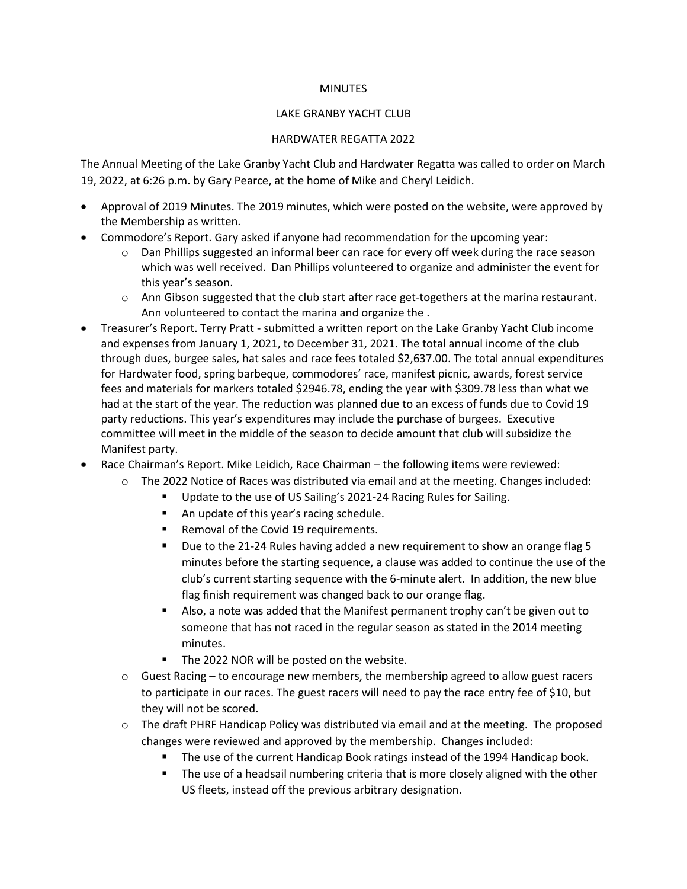MINUTES

LAKE GRANBY YACHT CLUB

HARDWATER REGATTA 2022

The Annual Meeting of the Lake Granby Yacht Club and Hardwater Regatta was called to order on March 19, 2022, at 6:26 p.m. by Gary Pearce, at the home of Mike and Cheryl Leidich.

- Approval of 2019 Minutes. The 2019 minutes, which were posted on the website, were approved by the Membership as written.
- Commodore's Report. Gary asked if anyone had recommendation for the upcoming year:
  - Dan Phillips suggested an informal beer can race for every off week during the race season which was well received. Dan Phillips volunteered to organize and administer the event for this year's season.
  - Ann Gibson suggested that the club start after race get-togethers at the marina restaurant. Ann volunteered to contact the marina and organize the .
- Treasurer's Report. Terry Pratt - submitted a written report on the Lake Granby Yacht Club income and expenses from January 1, 2021, to December 31, 2021. The total annual income of the club through dues, burgee sales, hat sales and race fees totaled $2,637.00. The total annual expenditures for Hardwater food, spring barbeque, commodores' race, manifest picnic, awards, forest service fees and materials for markers totaled $2946.78, ending the year with $309.78 less than what we had at the start of the year. The reduction was planned due to an excess of funds due to Covid 19 party reductions. This year's expenditures may include the purchase of burgees. Executive committee will meet in the middle of the season to decide amount that club will subsidize the Manifest party.
- Race Chairman's Report. Mike Leidich, Race Chairman – the following items were reviewed:
  - The 2022 Notice of Races was distributed via email and at the meeting. Changes included:
    - Update to the use of US Sailing's 2021-24 Racing Rules for Sailing.
    - An update of this year's racing schedule.
    - Removal of the Covid 19 requirements.
    - Due to the 21-24 Rules having added a new requirement to show an orange flag 5 minutes before the starting sequence, a clause was added to continue the use of the club's current starting sequence with the 6-minute alert. In addition, the new blue flag finish requirement was changed back to our orange flag.
    - Also, a note was added that the Manifest permanent trophy can't be given out to someone that has not raced in the regular season as stated in the 2014 meeting minutes.
    - The 2022 NOR will be posted on the website.
  - Guest Racing – to encourage new members, the membership agreed to allow guest racers to participate in our races. The guest racers will need to pay the race entry fee of $10, but they will not be scored.
  - The draft PHRF Handicap Policy was distributed via email and at the meeting. The proposed changes were reviewed and approved by the membership. Changes included:
    - The use of the current Handicap Book ratings instead of the 1994 Handicap book.
    - The use of a headsail numbering criteria that is more closely aligned with the other US fleets, instead off the previous arbitrary designation.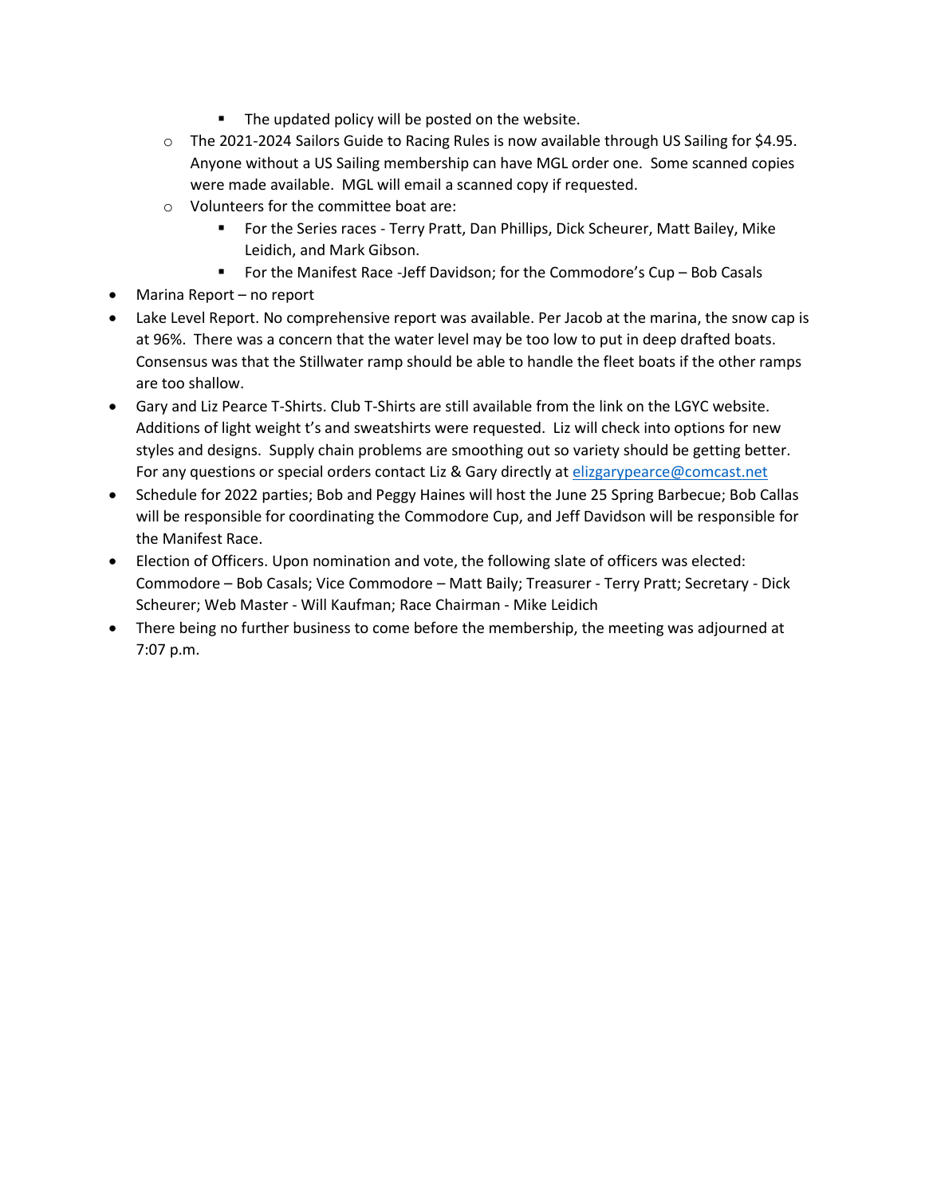- The updated policy will be posted on the website.
    - The 2021-2024 Sailors Guide to Racing Rules is now available through US Sailing for $4.95. Anyone without a US Sailing membership can have MGL order one. Some scanned copies were made available. MGL will email a scanned copy if requested.
    - Volunteers for the committee boat are:
        - For the Series races - Terry Pratt, Dan Phillips, Dick Scheurer, Matt Bailey, Mike Leidich, and Mark Gibson.
        - For the Manifest Race -Jeff Davidson; for the Commodore's Cup – Bob Casals
- Marina Report – no report
- Lake Level Report. No comprehensive report was available. Per Jacob at the marina, the snow cap is at 96%. There was a concern that the water level may be too low to put in deep drafted boats. Consensus was that the Stillwater ramp should be able to handle the fleet boats if the other ramps are too shallow.
- Gary and Liz Pearce T-Shirts. Club T-Shirts are still available from the link on the LGYC website. Additions of light weight t's and sweatshirts were requested. Liz will check into options for new styles and designs. Supply chain problems are smoothing out so variety should be getting better. For any questions or special orders contact Liz & Gary directly at [elizgarypearce@comcast.net](mailto:elizgarypearce@comcast.net)
- Schedule for 2022 parties; Bob and Peggy Haines will host the June 25 Spring Barbecue; Bob Callas will be responsible for coordinating the Commodore Cup, and Jeff Davidson will be responsible for the Manifest Race.
- Election of Officers. Upon nomination and vote, the following slate of officers was elected: Commodore – Bob Casals; Vice Commodore – Matt Baily; Treasurer - Terry Pratt; Secretary - Dick Scheurer; Web Master - Will Kaufman; Race Chairman - Mike Leidich
- There being no further business to come before the membership, the meeting was adjourned at 7:07 p.m.